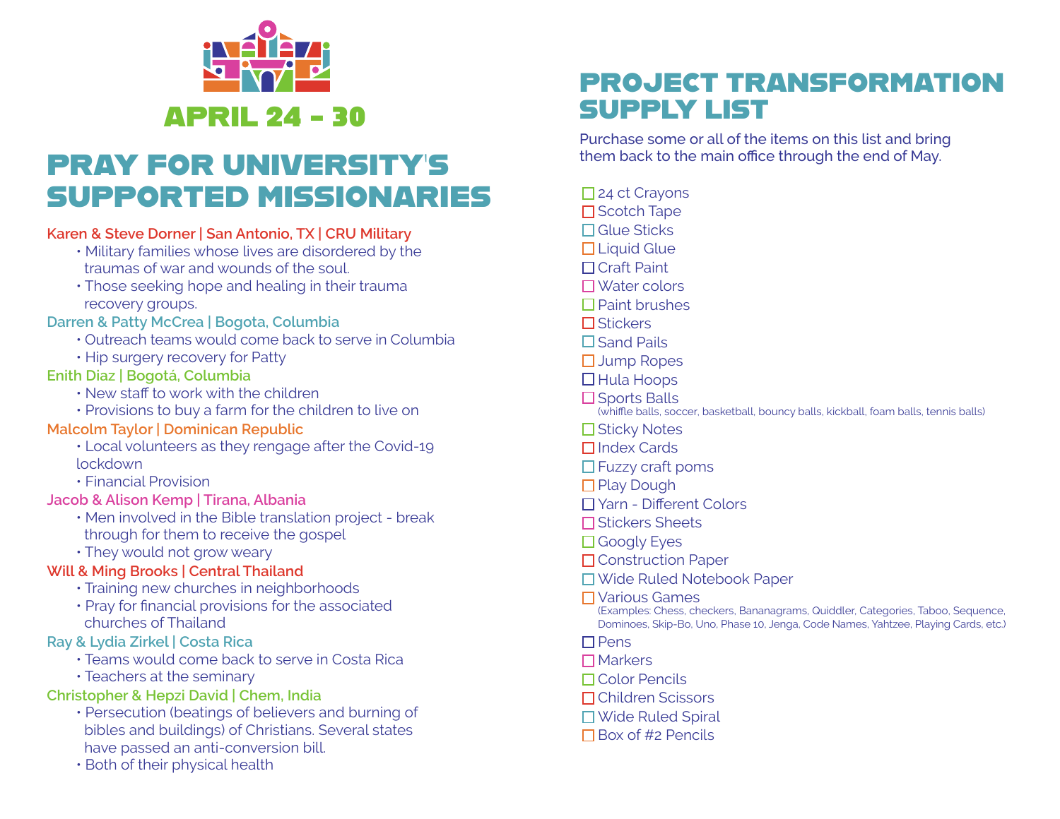## APRIL 24 - 30

# PRAY FOR UNIVERSITY'S SUPPORTED MISSIONARIES

**Karen & Steve Dorner | San Antonio, TX | CRU Military**

- Military families whose lives are disordered by the traumas of war and wounds of the soul.
- Those seeking hope and healing in their trauma recovery groups.

**Darren & Patty McCrea | Bogota, Columbia**

- Outreach teams would come back to serve in Columbia
- Hip surgery recovery for Patty

**Enith Diaz | Bogotá, Columbia**

- New staff to work with the children
- Provisions to buy a farm for the children to live on

**Malcolm Taylor | Dominican Republic**

- Local volunteers as they rengage after the Covid-19 lockdown
- Financial Provision

**Jacob & Alison Kemp | Tirana, Albania**

- Men involved in the Bible translation project - break through for them to receive the gospel
- They would not grow weary

**Will & Ming Brooks | Central Thailand**

- Training new churches in neighborhoods
- Pray for financial provisions for the associated churches of Thailand

**Ray & Lydia Zirkel | Costa Rica**

- Teams would come back to serve in Costa Rica
- Teachers at the seminary

**Christopher & Hepzi David | Chem, India**

- Persecution (beatings of believers and burning of bibles and buildings) of Christians. Several states have passed an anti-conversion bill.
- Both of their physical health

# PROJECT TRANSFORMATION SUPPLY LIST

Purchase some or all of the items on this list and bring them back to the main office through the end of May.

- [ ] 24 ct Crayons
- [ ] Scotch Tape
- [ ] Glue Sticks
- [ ] Liquid Glue
- [ ] Craft Paint
- [ ] Water colors
- [ ] Paint brushes
- [ ] Stickers
- [ ] Sand Pails
- [ ] Jump Ropes
- [ ] Hula Hoops
- [ ] Sports Balls
  (whiffle balls, soccer, basketball, bouncy balls, kickball, foam balls, tennis balls)
- [ ] Sticky Notes
- [ ] Index Cards
- [ ] Fuzzy craft poms
- [ ] Play Dough
- [ ] Yarn - Different Colors
- [ ] Stickers Sheets
- [ ] Googly Eyes
- [ ] Construction Paper
- [ ] Wide Ruled Notebook Paper
- [ ] Various Games
  (Examples: Chess, checkers, Bananagrams, Quiddler, Categories, Taboo, Sequence, Dominoes, Skip-Bo, Uno, Phase 10, Jenga, Code Names, Yahtzee, Playing Cards, etc.)
- [ ] Pens
- [ ] Markers
- [ ] Color Pencils
- [ ] Children Scissors
- [ ] Wide Ruled Spiral
- [ ] Box of #2 Pencils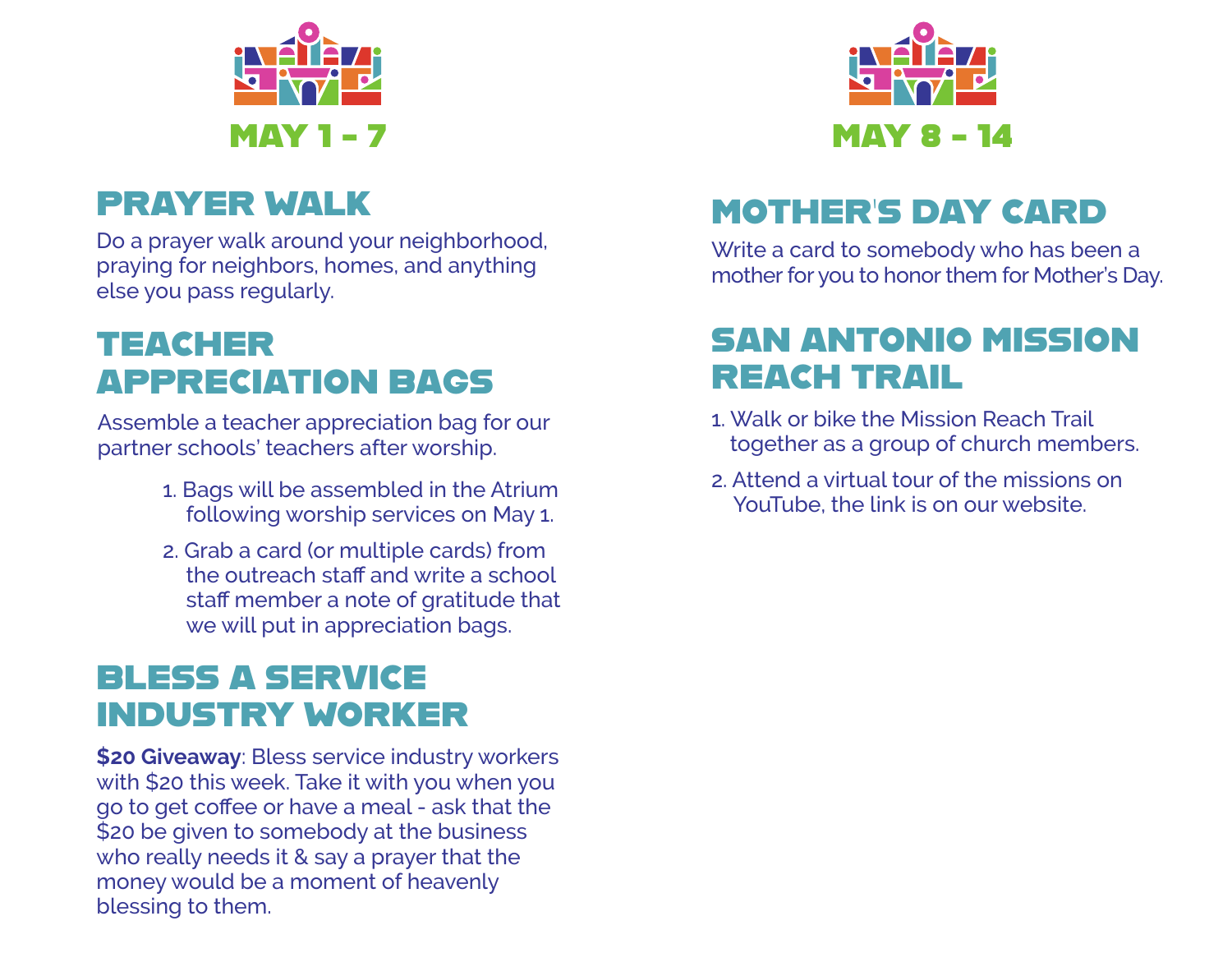## MAY 1 - 7

### PRAYER WALK

Do a prayer walk around your neighborhood, praying for neighbors, homes, and anything else you pass regularly.

### TEACHER APPRECIATION BAGS

Assemble a teacher appreciation bag for our partner schools' teachers after worship.

1. Bags will be assembled in the Atrium following worship services on May 1.
2. Grab a card (or multiple cards) from the outreach staff and write a school staff member a note of gratitude that we will put in appreciation bags.

### BLESS A SERVICE INDUSTRY WORKER

**$20 Giveaway**: Bless service industry workers with $20 this week. Take it with you when you go to get coffee or have a meal - ask that the $20 be given to somebody at the business who really needs it & say a prayer that the money would be a moment of heavenly blessing to them.

## MAY 8 - 14

### MOTHER'S DAY CARD

Write a card to somebody who has been a mother for you to honor them for Mother's Day.

### SAN ANTONIO MISSION REACH TRAIL

1. Walk or bike the Mission Reach Trail together as a group of church members.
2. Attend a virtual tour of the missions on YouTube, the link is on our website.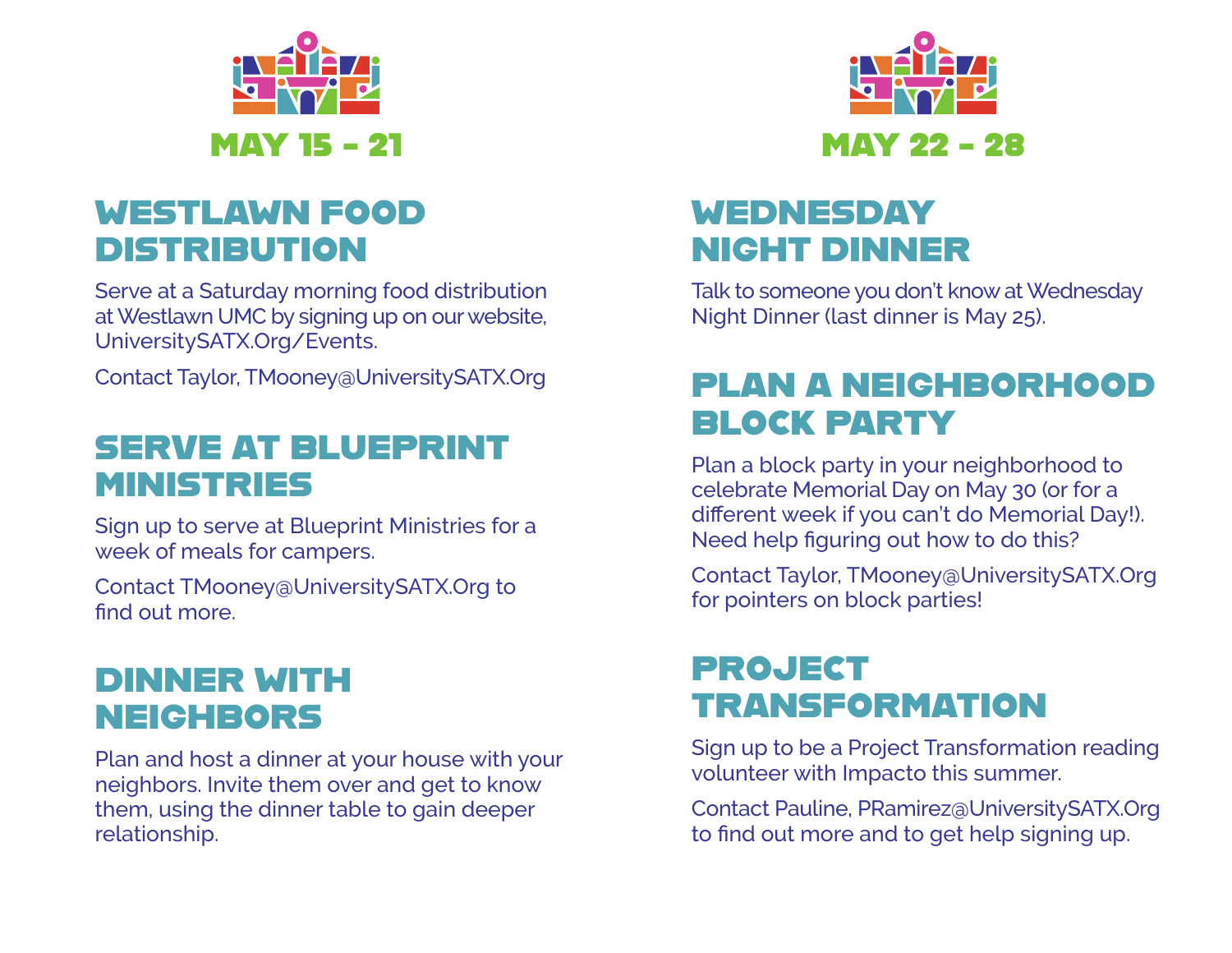## MAY 15 - 21

### WESTLAWN FOOD DISTRIBUTION

Serve at a Saturday morning food distribution at Westlawn UMC by signing up on our website, UniversitySATX.Org/Events.

Contact Taylor, TMooney@UniversitySATX.Org

### SERVE AT BLUEPRINT MINISTRIES

Sign up to serve at Blueprint Ministries for a week of meals for campers.

Contact TMooney@UniversitySATX.Org to find out more.

### DINNER WITH NEIGHBORS

Plan and host a dinner at your house with your neighbors. Invite them over and get to know them, using the dinner table to gain deeper relationship.

## MAY 22 - 28

### WEDNESDAY NIGHT DINNER

Talk to someone you don't know at Wednesday Night Dinner (last dinner is May 25).

### PLAN A NEIGHBORHOOD BLOCK PARTY

Plan a block party in your neighborhood to celebrate Memorial Day on May 30 (or for a different week if you can't do Memorial Day!). Need help figuring out how to do this?

Contact Taylor, TMooney@UniversitySATX.Org for pointers on block parties!

### PROJECT TRANSFORMATION

Sign up to be a Project Transformation reading volunteer with Impacto this summer.

Contact Pauline, PRamirez@UniversitySATX.Org to find out more and to get help signing up.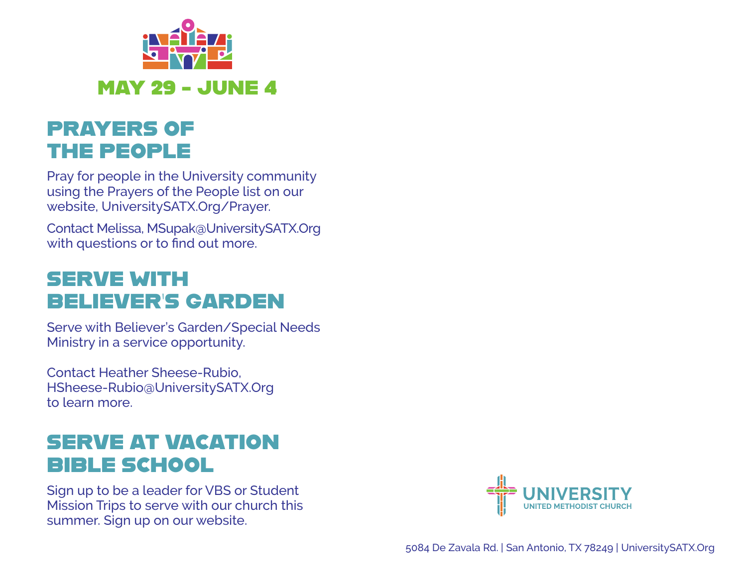MAY 29 - JUNE 4

## PRAYERS OF THE PEOPLE

Pray for people in the University community using the Prayers of the People list on our website, UniversitySATX.Org/Prayer.

Contact Melissa, MSupak@UniversitySATX.Org with questions or to find out more.

## SERVE WITH BELIEVER'S GARDEN

Serve with Believer's Garden/Special Needs Ministry in a service opportunity.

Contact Heather Sheese-Rubio, HSheese-Rubio@UniversitySATX.Org to learn more.

## SERVE AT VACATION BIBLE SCHOOL

Sign up to be a leader for VBS or Student Mission Trips to serve with our church this summer. Sign up on our website.

UNIVERSITY
UNITED METHODIST CHURCH

5084 De Zavala Rd. | San Antonio, TX 78249 | UniversitySATX.Org